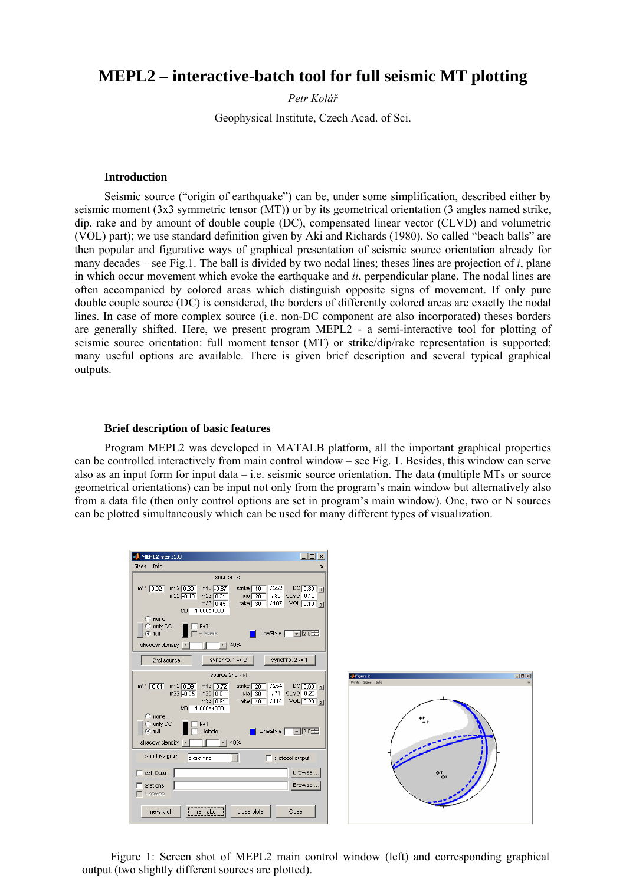# MEPL2 – interactive-batch tool for full seismic MT plotting

*Petr Kolář*

Geophysical Institute, Czech Acad. of Sci.

### Introduction

Seismic source ("origin of earthquake") can be, under some simplification, described either by seismic moment (3x3 symmetric tensor (MT)) or by its geometrical orientation (3 angles named strike, dip, rake and by amount of double couple (DC), compensated linear vector (CLVD) and volumetric (VOL) part); we use standard definition given by Aki and Richards (1980). So called "beach balls" are then popular and figurative ways of graphical presentation of seismic source orientation already for many decades – see Fig.1. The ball is divided by two nodal lines; theses lines are projection of *i*, plane in which occur movement which evoke the earthquake and *ii*, perpendicular plane. The nodal lines are often accompanied by colored areas which distinguish opposite signs of movement. If only pure double couple source (DC) is considered, the borders of differently colored areas are exactly the nodal lines. In case of more complex source (i.e. non-DC component are also incorporated) theses borders are generally shifted. Here, we present program MEPL2 - a semi-interactive tool for plotting of seismic source orientation: full moment tensor (MT) or strike/dip/rake representation is supported; many useful options are available. There is given brief description and several typical graphical outputs.

### Brief description of basic features

Program MEPL2 was developed in MATALB platform, all the important graphical properties can be controlled interactively from main control window – see Fig. 1. Besides, this window can serve also as an input form for input data – i.e. seismic source orientation. The data (multiple MTs or source geometrical orientations) can be input not only from the program's main window but alternatively also from a data file (then only control options are set in program's main window). One, two or N sources can be plotted simultaneously which can be used for many different types of visualization.

Figure 1: Screen shot of MEPL2 main control window (left) and corresponding graphical output (two slightly different sources are plotted).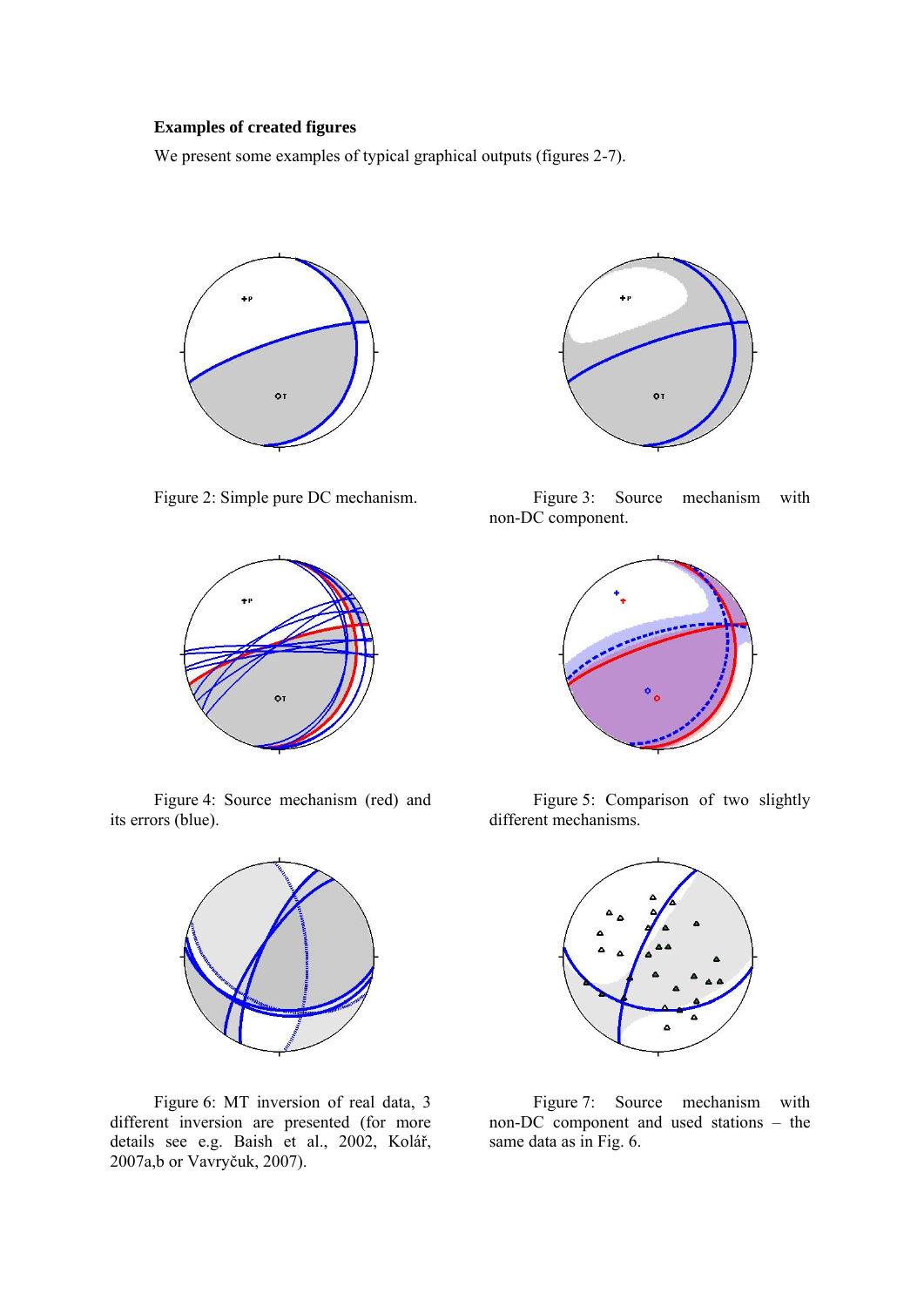### Examples of created figures

We present some examples of typical graphical outputs (figures 2-7).

Figure 2: Simple pure DC mechanism.

Figure 3: Source mechanism with non-DC component.

Figure 4: Source mechanism (red) and its errors (blue).

Figure 5: Comparison of two slightly different mechanisms.

Figure 6: MT inversion of real data, 3 different inversion are presented (for more details see e.g. Baish et al., 2002, Kolář, 2007a,b or Vavryčuk, 2007).

Figure 7: Source mechanism with non-DC component and used stations – the same data as in Fig. 6.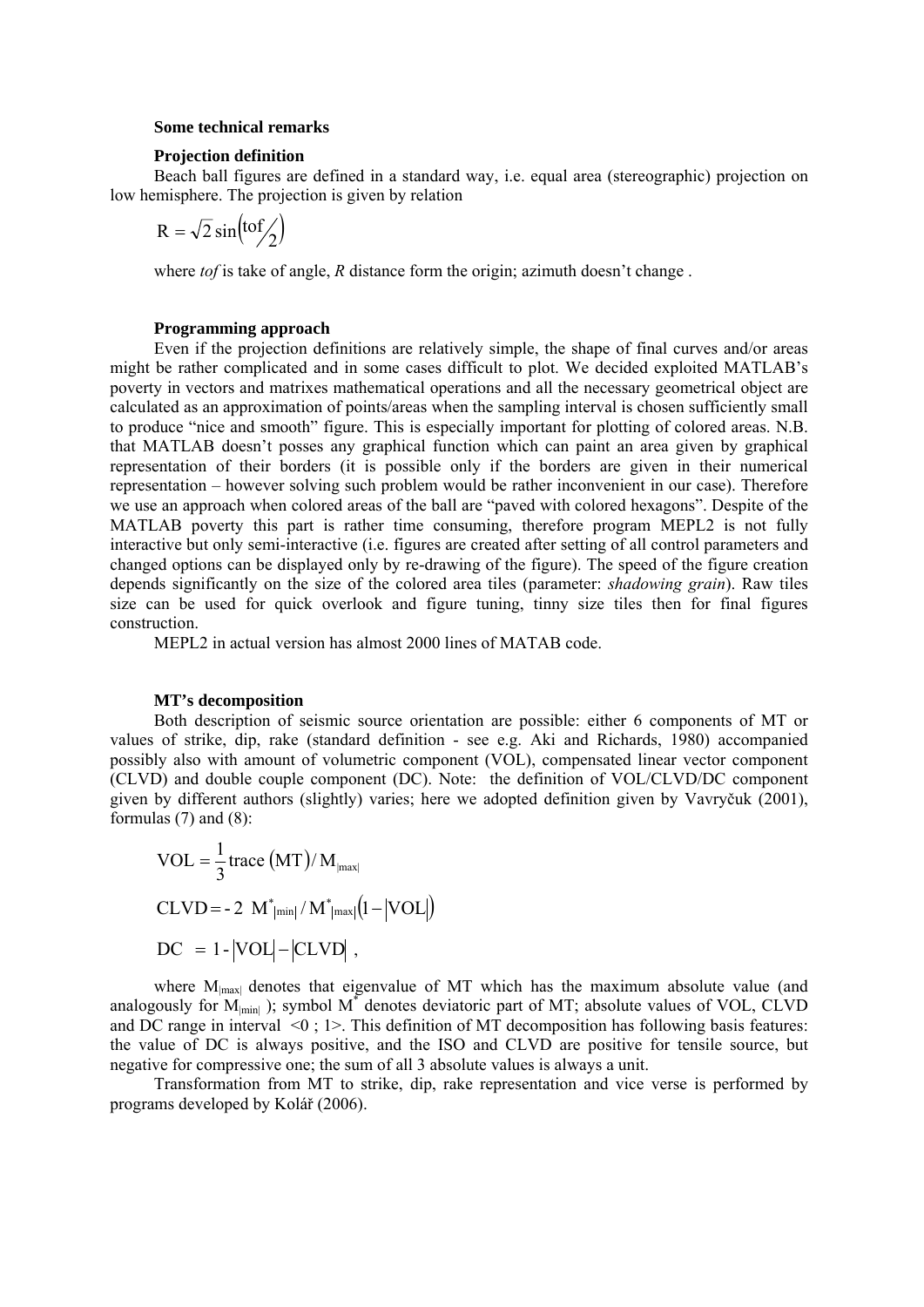**Some technical remarks**

**Projection definition**

Beach ball figures are defined in a standard way, i.e. equal area (stereographic) projection on low hemisphere. The projection is given by relation

$$R = \sqrt{2}\sin\left(\frac{tof}{2}\right)$$

where *tof* is take of angle, *R* distance form the origin; azimuth doesn't change .

**Programming approach**

Even if the projection definitions are relatively simple, the shape of final curves and/or areas might be rather complicated and in some cases difficult to plot. We decided exploited MATLAB's poverty in vectors and matrixes mathematical operations and all the necessary geometrical object are calculated as an approximation of points/areas when the sampling interval is chosen sufficiently small to produce "nice and smooth" figure. This is especially important for plotting of colored areas. N.B. that MATLAB doesn't posses any graphical function which can paint an area given by graphical representation of their borders (it is possible only if the borders are given in their numerical representation – however solving such problem would be rather inconvenient in our case). Therefore we use an approach when colored areas of the ball are "paved with colored hexagons". Despite of the MATLAB poverty this part is rather time consuming, therefore program MEPL2 is not fully interactive but only semi-interactive (i.e. figures are created after setting of all control parameters and changed options can be displayed only by re-drawing of the figure). The speed of the figure creation depends significantly on the size of the colored area tiles (parameter: *shadowing grain*). Raw tiles size can be used for quick overlook and figure tuning, tinny size tiles then for final figures construction.

MEPL2 in actual version has almost 2000 lines of MATAB code.

**MT's decomposition**

Both description of seismic source orientation are possible: either 6 components of MT or values of strike, dip, rake (standard definition - see e.g. Aki and Richards, 1980) accompanied possibly also with amount of volumetric component (VOL), compensated linear vector component (CLVD) and double couple component (DC). Note: the definition of VOL/CLVD/DC component given by different authors (slightly) varies; here we adopted definition given by Vavryčuk (2001), formulas (7) and (8):

$$VOL = \frac{1}{3}\,\mathrm{trace}\,(MT)/\,M_{|max|}$$

$$CLVD = -\,2\;\,M^{*}_{|min|}\,/\,M^{*}_{|max|}\left(1-\left|VOL\right|\right)$$

$$DC\;\; = 1 - \left|VOL\right| - \left|CLVD\right|\;,$$

where $M_{|max|}$ denotes that eigenvalue of MT which has the maximum absolute value (and analogously for $M_{|min|}$ ); symbol $M^{*}$ denotes deviatoric part of MT; absolute values of VOL, CLVD and DC range in interval <0 ; 1>. This definition of MT decomposition has following basis features: the value of DC is always positive, and the ISO and CLVD are positive for tensile source, but negative for compressive one; the sum of all 3 absolute values is always a unit.

Transformation from MT to strike, dip, rake representation and vice verse is performed by programs developed by Kolář (2006).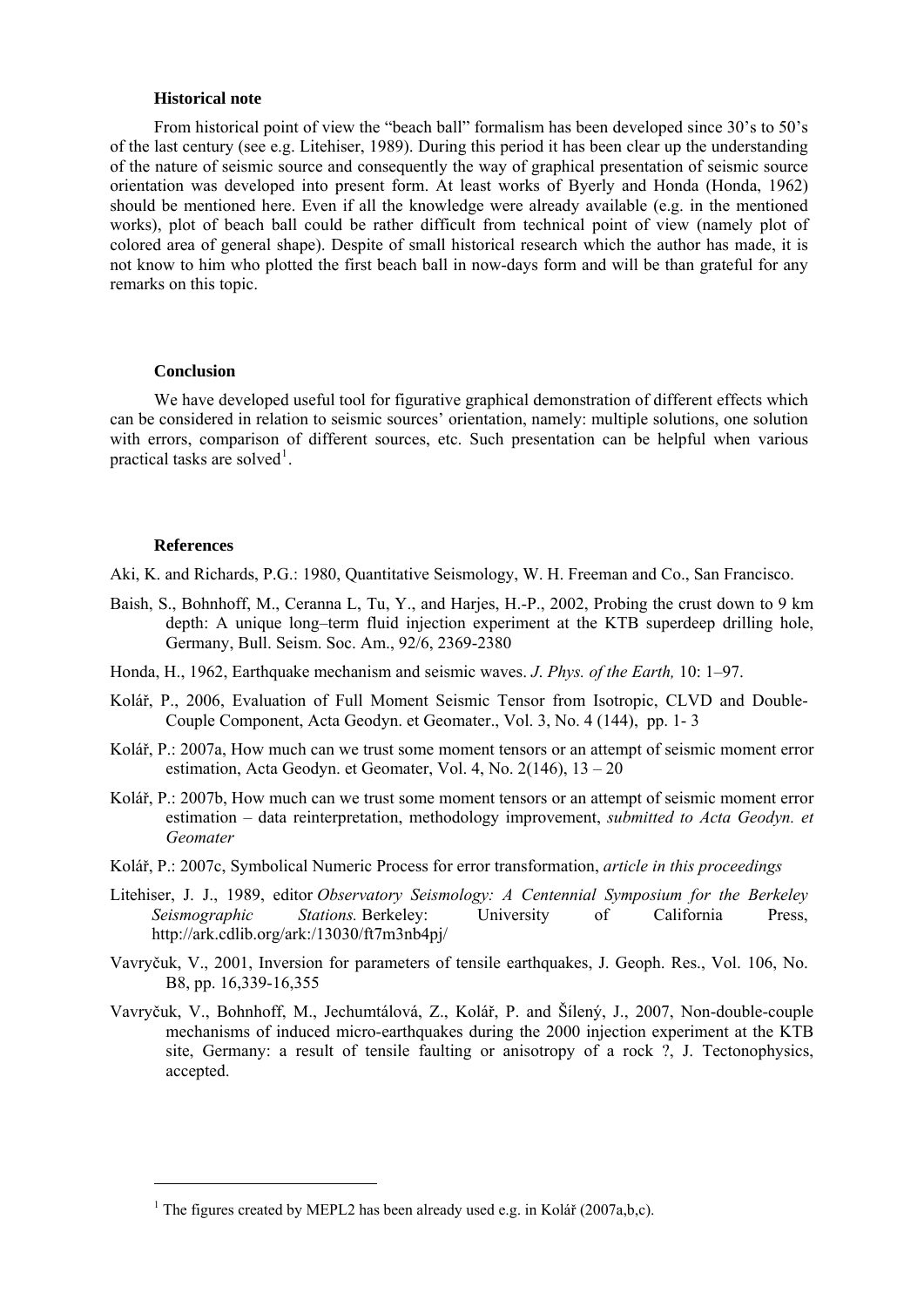### Historical note

From historical point of view the "beach ball" formalism has been developed since 30's to 50's of the last century (see e.g. Litehiser, 1989). During this period it has been clear up the understanding of the nature of seismic source and consequently the way of graphical presentation of seismic source orientation was developed into present form. At least works of Byerly and Honda (Honda, 1962) should be mentioned here. Even if all the knowledge were already available (e.g. in the mentioned works), plot of beach ball could be rather difficult from technical point of view (namely plot of colored area of general shape). Despite of small historical research which the author has made, it is not know to him who plotted the first beach ball in now-days form and will be than grateful for any remarks on this topic.

### Conclusion

We have developed useful tool for figurative graphical demonstration of different effects which can be considered in relation to seismic sources' orientation, namely: multiple solutions, one solution with errors, comparison of different sources, etc. Such presentation can be helpful when various practical tasks are solved[1].

### References

Aki, K. and Richards, P.G.: 1980, Quantitative Seismology, W. H. Freeman and Co., San Francisco.

Baish, S., Bohnhoff, M., Ceranna L, Tu, Y., and Harjes, H.-P., 2002, Probing the crust down to 9 km depth: A unique long–term fluid injection experiment at the KTB superdeep drilling hole, Germany, Bull. Seism. Soc. Am., 92/6, 2369-2380

Honda, H., 1962, Earthquake mechanism and seismic waves. *J. Phys. of the Earth,* 10: 1–97.

Kolář, P., 2006, Evaluation of Full Moment Seismic Tensor from Isotropic, CLVD and Double-Couple Component, Acta Geodyn. et Geomater., Vol. 3, No. 4 (144), pp. 1- 3

Kolář, P.: 2007a, How much can we trust some moment tensors or an attempt of seismic moment error estimation, Acta Geodyn. et Geomater, Vol. 4, No. 2(146), 13 – 20

Kolář, P.: 2007b, How much can we trust some moment tensors or an attempt of seismic moment error estimation – data reinterpretation, methodology improvement, *submitted to Acta Geodyn. et Geomater*

Kolář, P.: 2007c, Symbolical Numeric Process for error transformation, *article in this proceedings*

Litehiser, J. J., 1989, editor *Observatory Seismology: A Centennial Symposium for the Berkeley Seismographic Stations.* Berkeley: University of California Press, http://ark.cdlib.org/ark:/13030/ft7m3nb4pj/

Vavryčuk, V., 2001, Inversion for parameters of tensile earthquakes, J. Geoph. Res., Vol. 106, No. B8, pp. 16,339-16,355

Vavryčuk, V., Bohnhoff, M., Jechumtálová, Z., Kolář, P. and Šílený, J., 2007, Non-double-couple mechanisms of induced micro-earthquakes during the 2000 injection experiment at the KTB site, Germany: a result of tensile faulting or anisotropy of a rock ?, J. Tectonophysics, accepted.

[1] The figures created by MEPL2 has been already used e.g. in Kolář (2007a,b,c).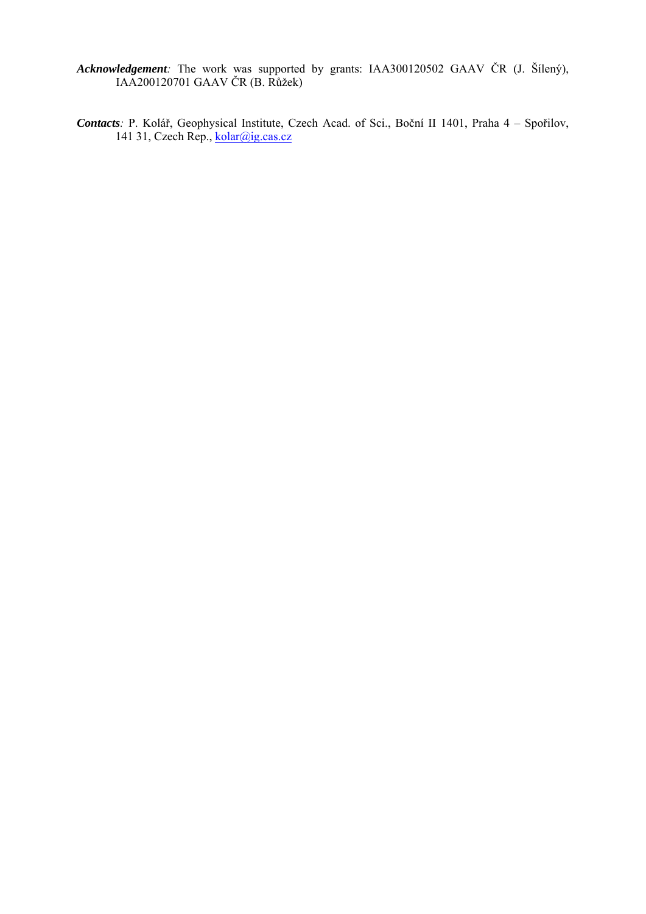***Acknowledgement**:* The work was supported by grants: IAA300120502 GAAV ČR (J. Šílený), IAA200120701 GAAV ČR (B. Růžek)

***Contacts**:* P. Kolář, Geophysical Institute, Czech Acad. of Sci., Boční II 1401, Praha 4 – Spořilov, 141 31, Czech Rep., kolar@ig.cas.cz